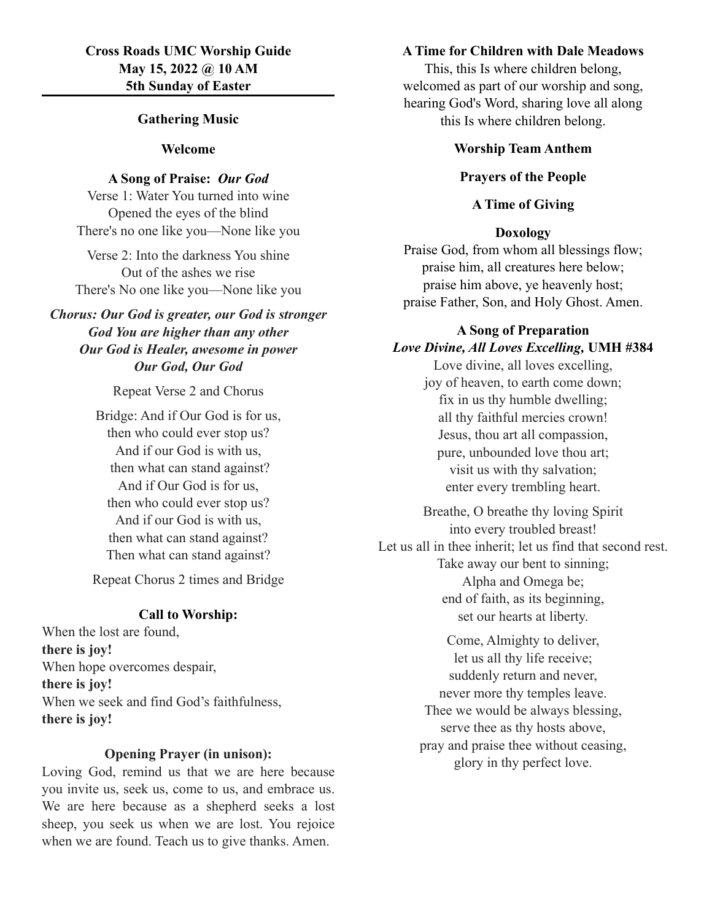**Cross Roads UMC Worship Guide**
**May 15, 2022 @ 10 AM**
**5th Sunday of Easter**

---

**Gathering Music**

**Welcome**

**A Song of Praise:** ***Our God***

Verse 1: Water You turned into wine
Opened the eyes of the blind
There's no one like you—None like you

Verse 2: Into the darkness You shine
Out of the ashes we rise
There's No one like you—None like you

***Chorus: Our God is greater, our God is stronger***
***God You are higher than any other***
***Our God is Healer, awesome in power***
***Our God, Our God***

Repeat Verse 2 and Chorus

Bridge: And if Our God is for us,
then who could ever stop us?
And if our God is with us,
then what can stand against?
And if Our God is for us,
then who could ever stop us?
And if our God is with us,
then what can stand against?
Then what can stand against?

Repeat Chorus 2 times and Bridge

**Call to Worship:**

When the lost are found,
**there is joy!**
When hope overcomes despair,
**there is joy!**
When we seek and find God's faithfulness,
**there is joy!**

**Opening Prayer (in unison):**

Loving God, remind us that we are here because you invite us, seek us, come to us, and embrace us. We are here because as a shepherd seeks a lost sheep, you seek us when we are lost. You rejoice when we are found. Teach us to give thanks. Amen.

**A Time for Children with Dale Meadows**

This, this Is where children belong,
welcomed as part of our worship and song,
hearing God's Word, sharing love all along
this Is where children belong.

**Worship Team Anthem**

**Prayers of the People**

**A Time of Giving**

**Doxology**

Praise God, from whom all blessings flow;
praise him, all creatures here below;
praise him above, ye heavenly host;
praise Father, Son, and Holy Ghost. Amen.

**A Song of Preparation**
***Love Divine, All Loves Excelling,*** **UMH #384**

Love divine, all loves excelling,
joy of heaven, to earth come down;
fix in us thy humble dwelling;
all thy faithful mercies crown!
Jesus, thou art all compassion,
pure, unbounded love thou art;
visit us with thy salvation;
enter every trembling heart.

Breathe, O breathe thy loving Spirit
into every troubled breast!
Let us all in thee inherit; let us find that second rest.
Take away our bent to sinning;
Alpha and Omega be;
end of faith, as its beginning,
set our hearts at liberty.

Come, Almighty to deliver,
let us all thy life receive;
suddenly return and never,
never more thy temples leave.
Thee we would be always blessing,
serve thee as thy hosts above,
pray and praise thee without ceasing,
glory in thy perfect love.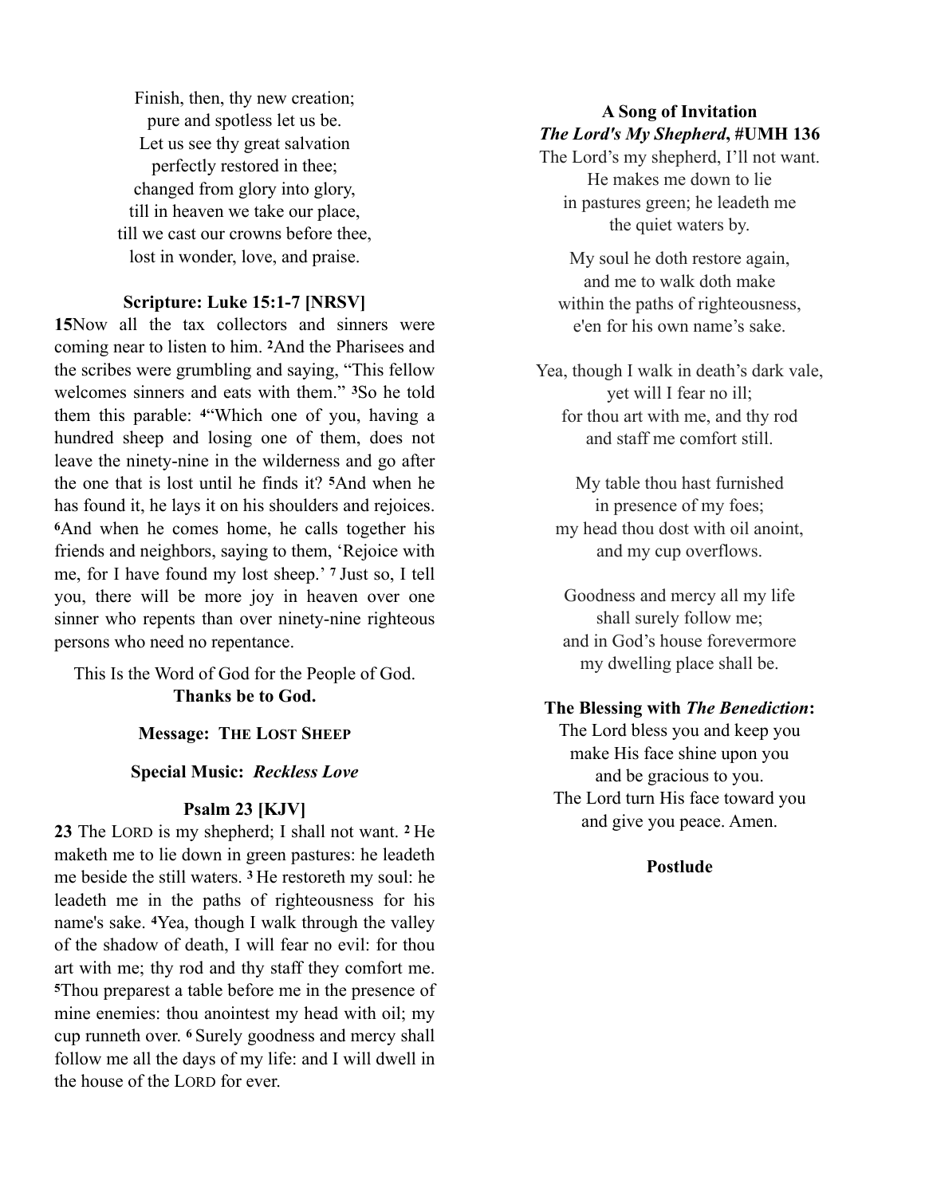Finish, then, thy new creation;
pure and spotless let us be.
Let us see thy great salvation
perfectly restored in thee;
changed from glory into glory,
till in heaven we take our place,
till we cast our crowns before thee,
lost in wonder, love, and praise.

**Scripture: Luke 15:1-7 [NRSV]**

**15**Now all the tax collectors and sinners were coming near to listen to him. **2**And the Pharisees and the scribes were grumbling and saying, "This fellow welcomes sinners and eats with them." **3**So he told them this parable: **4**"Which one of you, having a hundred sheep and losing one of them, does not leave the ninety-nine in the wilderness and go after the one that is lost until he finds it? **5**And when he has found it, he lays it on his shoulders and rejoices. **6**And when he comes home, he calls together his friends and neighbors, saying to them, 'Rejoice with me, for I have found my lost sheep.' **7** Just so, I tell you, there will be more joy in heaven over one sinner who repents than over ninety-nine righteous persons who need no repentance.

This Is the Word of God for the People of God.
**Thanks be to God.**

**Message: THE LOST SHEEP**

**Special Music: *Reckless Love***

**Psalm 23 [KJV]**

**23** The LORD is my shepherd; I shall not want. **2** He maketh me to lie down in green pastures: he leadeth me beside the still waters. **3** He restoreth my soul: he leadeth me in the paths of righteousness for his name's sake. **4**Yea, though I walk through the valley of the shadow of death, I will fear no evil: for thou art with me; thy rod and thy staff they comfort me. **5**Thou preparest a table before me in the presence of mine enemies: thou anointest my head with oil; my cup runneth over. **6** Surely goodness and mercy shall follow me all the days of my life: and I will dwell in the house of the LORD for ever.

**A Song of Invitation**
***The Lord's My Shepherd*, #UMH 136**

The Lord's my shepherd, I'll not want.
He makes me down to lie
in pastures green; he leadeth me
the quiet waters by.

My soul he doth restore again,
and me to walk doth make
within the paths of righteousness,
e'en for his own name's sake.

Yea, though I walk in death's dark vale,
yet will I fear no ill;
for thou art with me, and thy rod
and staff me comfort still.

My table thou hast furnished
in presence of my foes;
my head thou dost with oil anoint,
and my cup overflows.

Goodness and mercy all my life
shall surely follow me;
and in God's house forevermore
my dwelling place shall be.

**The Blessing with *The Benediction*:**

The Lord bless you and keep you
make His face shine upon you
and be gracious to you.
The Lord turn His face toward you
and give you peace. Amen.

**Postlude**